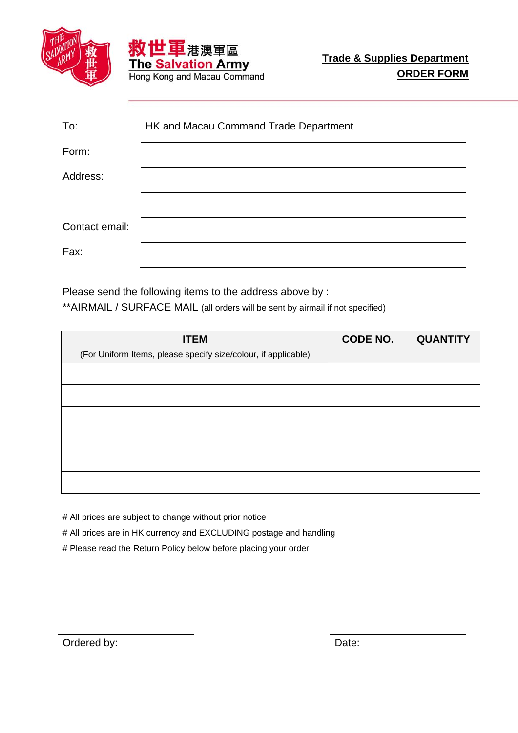救世軍港澳軍區
The Salvation Army
Hong Kong and Macau Command

**Trade & Supplies Department**
**ORDER FORM**

To: HK and Macau Command Trade Department

Form: ______________________________

Address: ______________________________

______________________________

Contact email: ______________________________

Fax: ______________________________

Please send the following items to the address above by :
**AIRMAIL / SURFACE MAIL (all orders will be sent by airmail if not specified)

| **ITEM** (For Uniform Items, please specify size/colour, if applicable) | **CODE NO.** | **QUANTITY** |
|---|---|---|
| | | |
| | | |
| | | |
| | | |
| | | |
| | | |

# All prices are subject to change without prior notice
# All prices are in HK currency and EXCLUDING postage and handling
# Please read the Return Policy below before placing your order

Ordered by: ______________________ Date: ______________________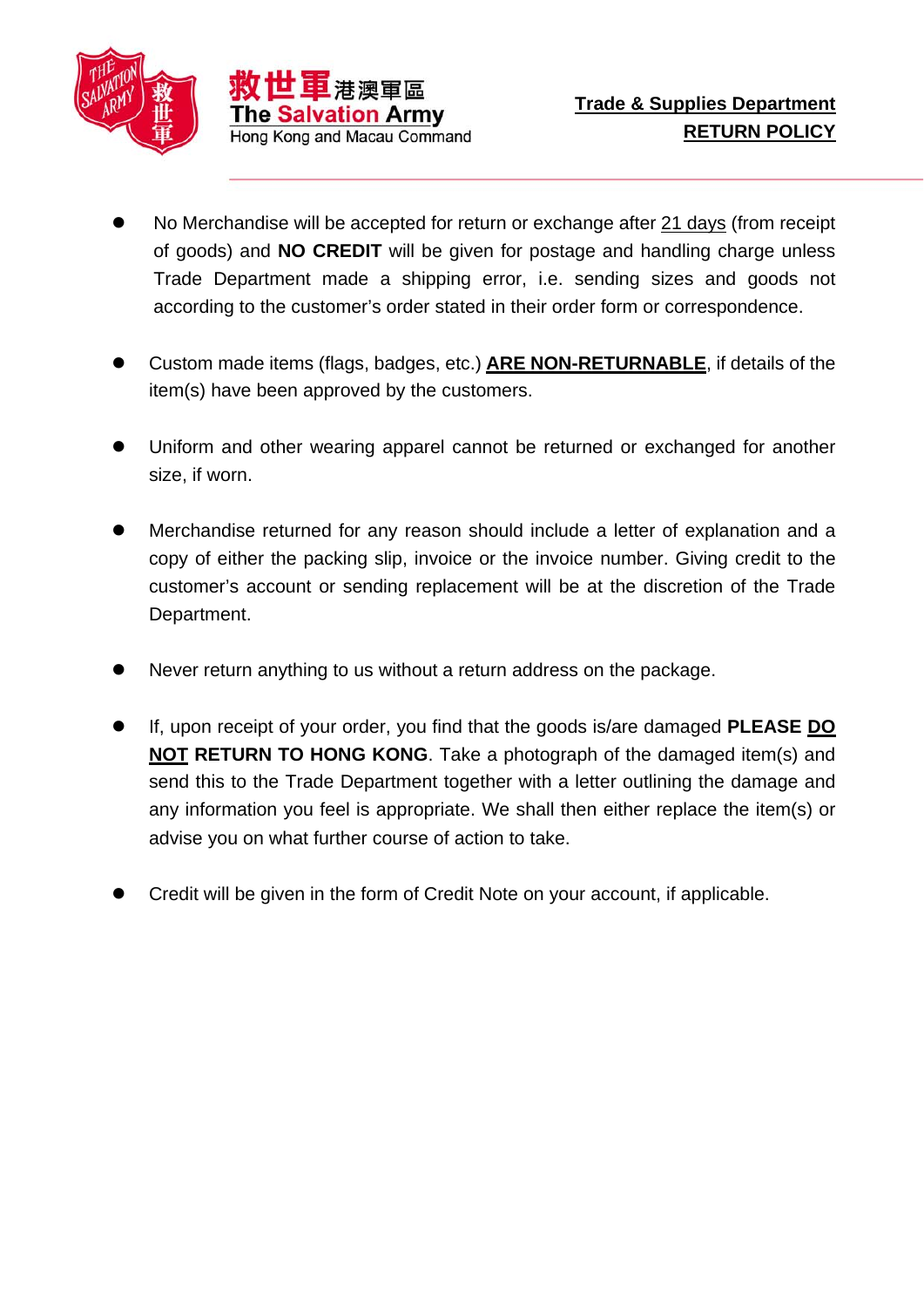救世軍港澳軍區
The Salvation Army
Hong Kong and Macau Command

**Trade & Supplies Department**
**RETURN POLICY**

- No Merchandise will be accepted for return or exchange after 21 days (from receipt of goods) and **NO CREDIT** will be given for postage and handling charge unless Trade Department made a shipping error, i.e. sending sizes and goods not according to the customer's order stated in their order form or correspondence.

- Custom made items (flags, badges, etc.) **ARE NON-RETURNABLE**, if details of the item(s) have been approved by the customers.

- Uniform and other wearing apparel cannot be returned or exchanged for another size, if worn.

- Merchandise returned for any reason should include a letter of explanation and a copy of either the packing slip, invoice or the invoice number. Giving credit to the customer's account or sending replacement will be at the discretion of the Trade Department.

- Never return anything to us without a return address on the package.

- If, upon receipt of your order, you find that the goods is/are damaged **PLEASE DO NOT RETURN TO HONG KONG**. Take a photograph of the damaged item(s) and send this to the Trade Department together with a letter outlining the damage and any information you feel is appropriate. We shall then either replace the item(s) or advise you on what further course of action to take.

- Credit will be given in the form of Credit Note on your account, if applicable.